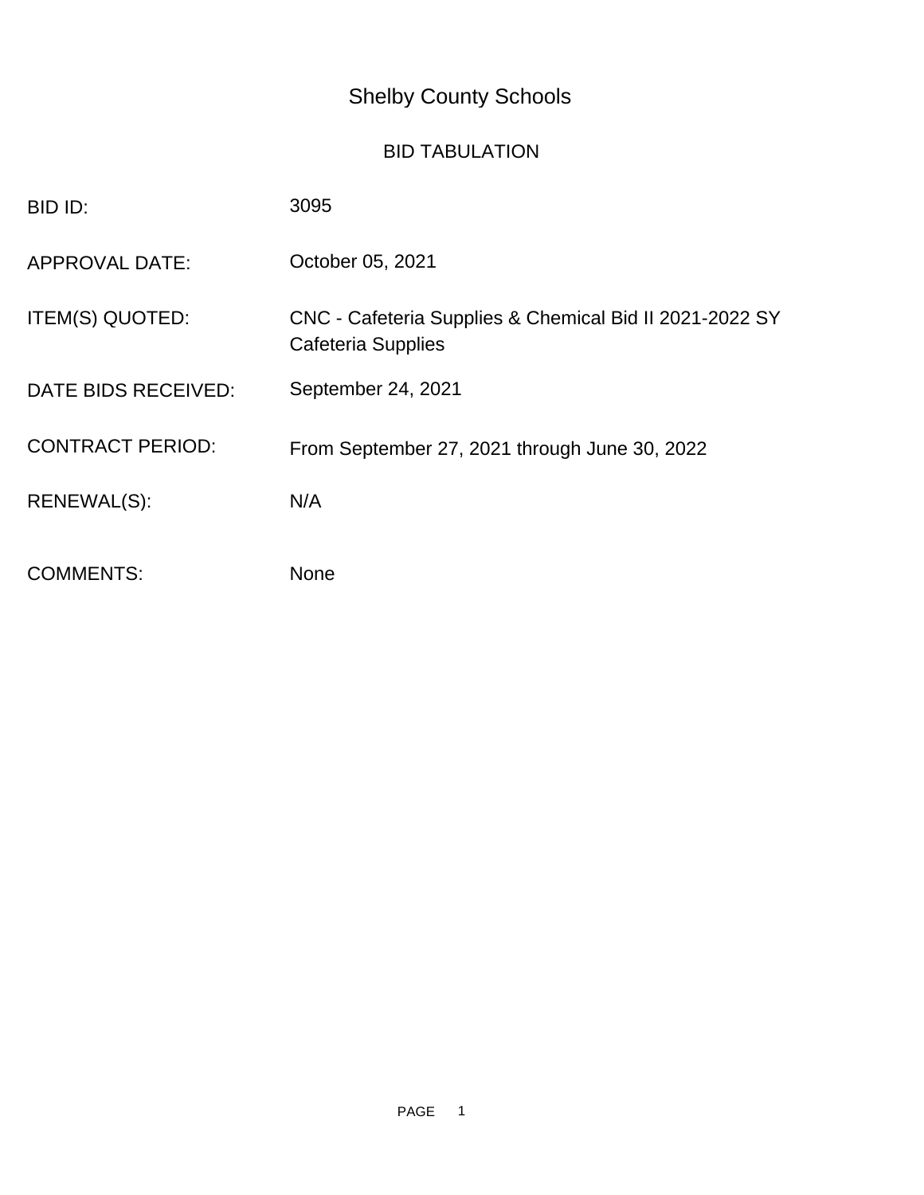# Shelby County Schools

## BID TABULATION

| | |
|---|---|
| BID ID: | 3095 |
| APPROVAL DATE: | October 05, 2021 |
| ITEM(S) QUOTED: | CNC - Cafeteria Supplies & Chemical Bid II 2021-2022 SY<br>Cafeteria Supplies |
| DATE BIDS RECEIVED: | September 24, 2021 |
| CONTRACT PERIOD: | From September 27, 2021 through June 30, 2022 |
| RENEWAL(S): | N/A |
| COMMENTS: | None |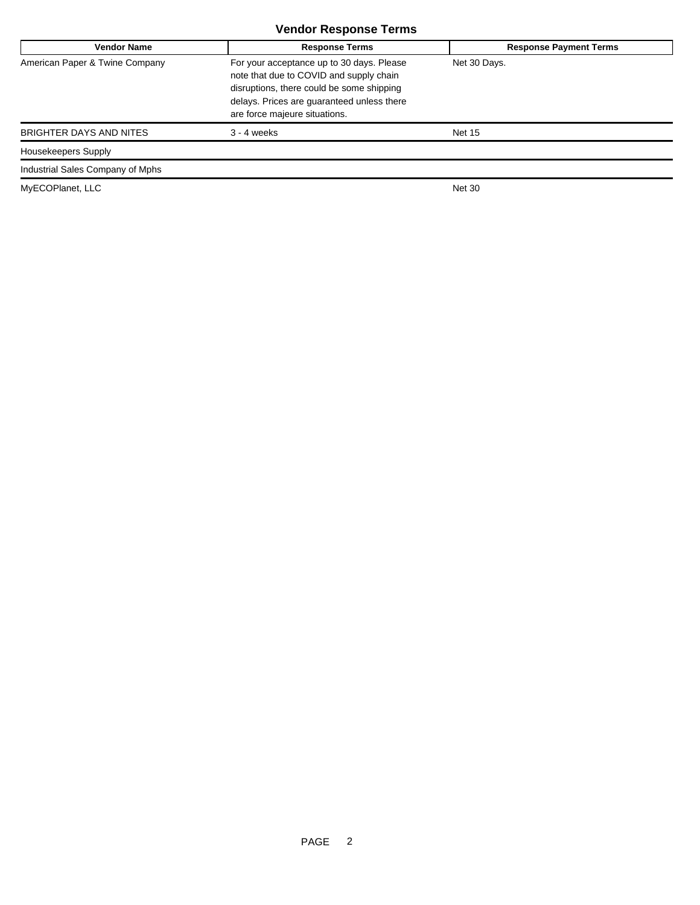## Vendor Response Terms

| Vendor Name | Response Terms | Response Payment Terms |
| --- | --- | --- |
| American Paper & Twine Company | For your acceptance up to 30 days. Please note that due to COVID and supply chain disruptions, there could be some shipping delays. Prices are guaranteed unless there are force majeure situations. | Net 30 Days. |
| BRIGHTER DAYS AND NITES | 3 - 4 weeks | Net 15 |
| Housekeepers Supply | | |
| Industrial Sales Company of Mphs | | |
| MyECOPlanet, LLC | | Net 30 |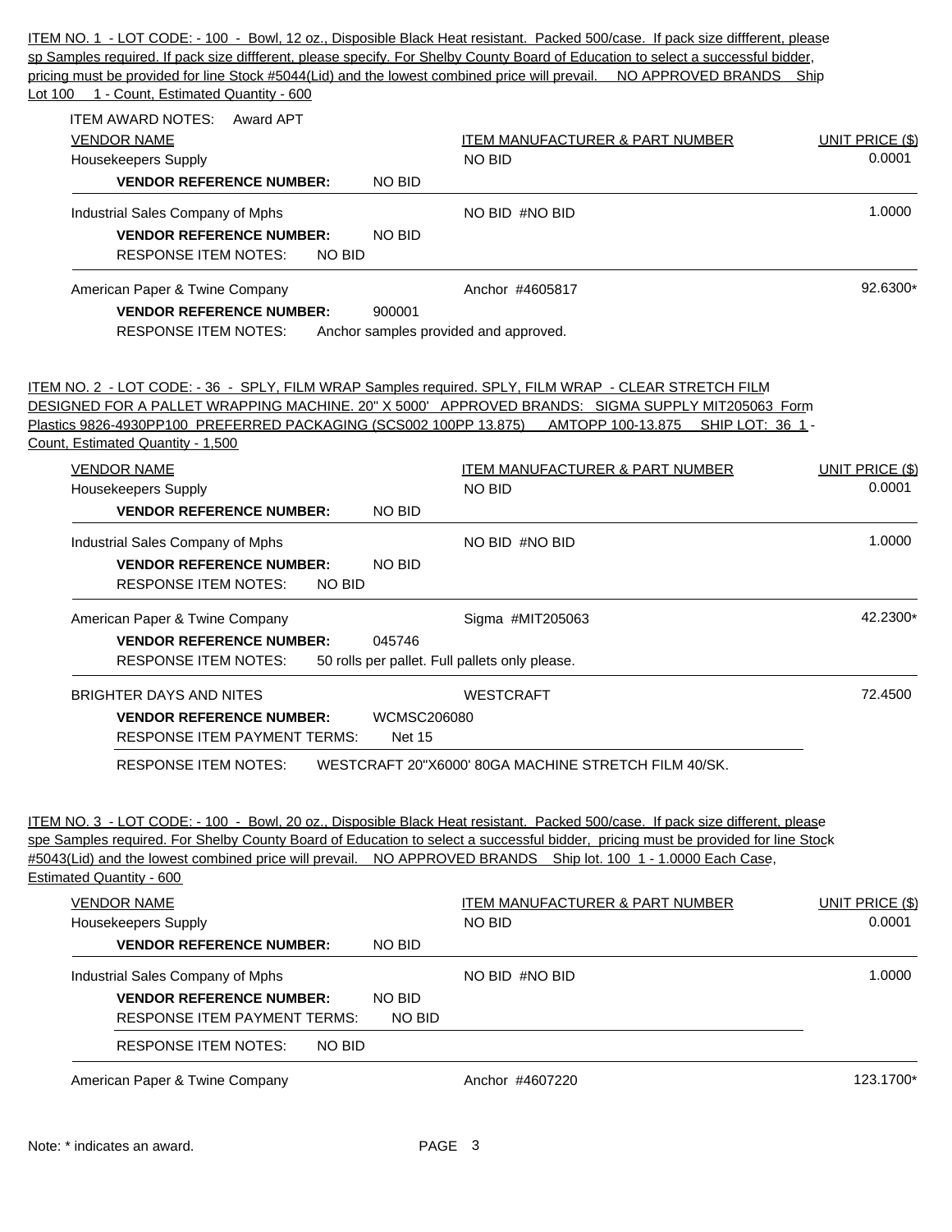ITEM NO. 1 - LOT CODE: - 100 - Bowl, 12 oz., Disposible Black Heat resistant. Packed 500/case. If pack size diffferent, please sp Samples required. If pack size diffferent, please specify. For Shelby County Board of Education to select a successful bidder, pricing must be provided for line Stock #5044(Lid) and the lowest combined price will prevail. NO APPROVED BRANDS Ship Lot 100 1 - Count, Estimated Quantity - 600

ITEM AWARD NOTES: Award APT

| VENDOR NAME | ITEM MANUFACTURER & PART NUMBER | UNIT PRICE ($) |
|---|---|---|
| Housekeepers Supply<br>**VENDOR REFERENCE NUMBER:** NO BID | NO BID | 0.0001 |
| Industrial Sales Company of Mphs<br>**VENDOR REFERENCE NUMBER:** NO BID<br>RESPONSE ITEM NOTES: NO BID | NO BID #NO BID | 1.0000 |
| American Paper & Twine Company<br>**VENDOR REFERENCE NUMBER:** 900001<br>RESPONSE ITEM NOTES: Anchor samples provided and approved. | Anchor #4605817 | 92.6300* |

ITEM NO. 2 - LOT CODE: - 36 - SPLY, FILM WRAP Samples required. SPLY, FILM WRAP - CLEAR STRETCH FILM DESIGNED FOR A PALLET WRAPPING MACHINE. 20" X 5000' APPROVED BRANDS: SIGMA SUPPLY MIT205063 Form Plastics 9826-4930PP100 PREFERRED PACKAGING (SCS002 100PP 13.875) AMTOPP 100-13.875 SHIP LOT: 36 1 - Count, Estimated Quantity - 1,500

| VENDOR NAME | ITEM MANUFACTURER & PART NUMBER | UNIT PRICE ($) |
|---|---|---|
| Housekeepers Supply<br>**VENDOR REFERENCE NUMBER:** NO BID | NO BID | 0.0001 |
| Industrial Sales Company of Mphs<br>**VENDOR REFERENCE NUMBER:** NO BID<br>RESPONSE ITEM NOTES: NO BID | NO BID #NO BID | 1.0000 |
| American Paper & Twine Company<br>**VENDOR REFERENCE NUMBER:** 045746<br>RESPONSE ITEM NOTES: 50 rolls per pallet. Full pallets only please. | Sigma #MIT205063 | 42.2300* |
| BRIGHTER DAYS AND NITES<br>**VENDOR REFERENCE NUMBER:** WCMSC206080<br>RESPONSE ITEM PAYMENT TERMS: Net 15<br>RESPONSE ITEM NOTES: WESTCRAFT 20"X6000' 80GA MACHINE STRETCH FILM 40/SK. | WESTCRAFT | 72.4500 |

ITEM NO. 3 - LOT CODE: - 100 - Bowl, 20 oz., Disposible Black Heat resistant. Packed 500/case. If pack size different, please spe Samples required. For Shelby County Board of Education to select a successful bidder, pricing must be provided for line Stock #5043(Lid) and the lowest combined price will prevail. NO APPROVED BRANDS Ship lot. 100 1 - 1.0000 Each Case, Estimated Quantity - 600

| VENDOR NAME | ITEM MANUFACTURER & PART NUMBER | UNIT PRICE ($) |
|---|---|---|
| Housekeepers Supply<br>**VENDOR REFERENCE NUMBER:** NO BID | NO BID | 0.0001 |
| Industrial Sales Company of Mphs<br>**VENDOR REFERENCE NUMBER:** NO BID<br>RESPONSE ITEM PAYMENT TERMS: NO BID<br>RESPONSE ITEM NOTES: NO BID | NO BID #NO BID | 1.0000 |
| American Paper & Twine Company | Anchor #4607220 | 123.1700* |

Note: * indicates an award.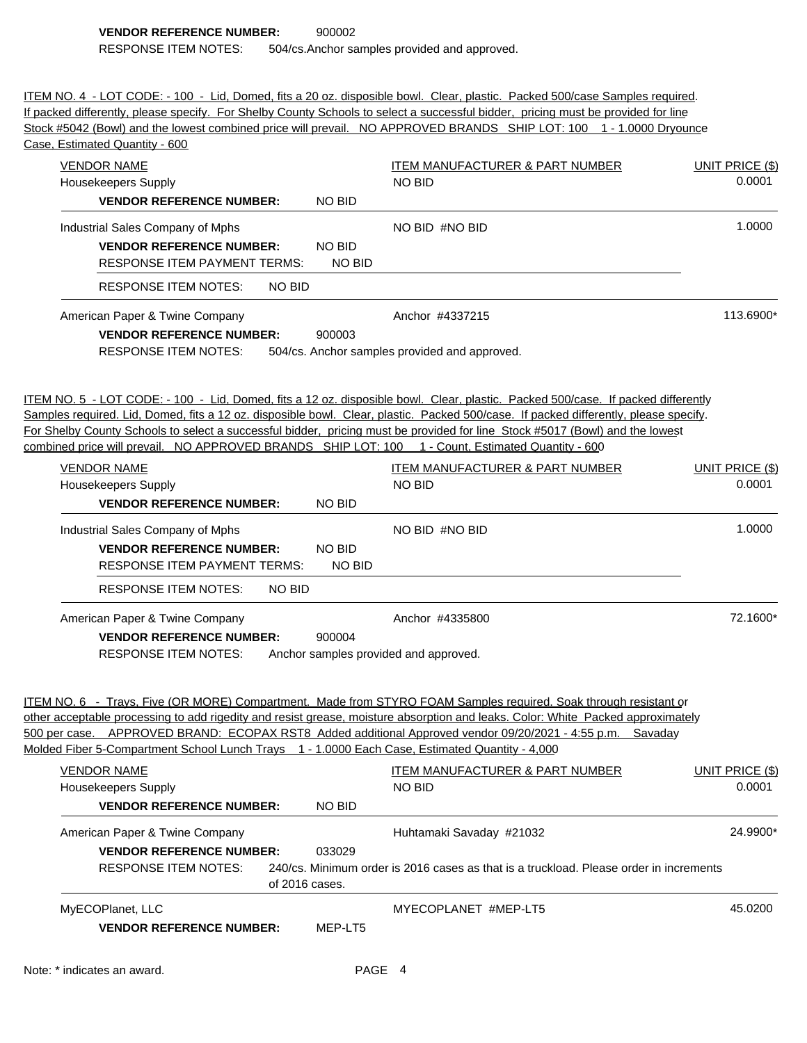**VENDOR REFERENCE NUMBER:** 900002

RESPONSE ITEM NOTES: 504/cs.Anchor samples provided and approved.

ITEM NO. 4 - LOT CODE: - 100 - Lid, Domed, fits a 20 oz. disposible bowl. Clear, plastic. Packed 500/case Samples required. If packed differently, please specify. For Shelby County Schools to select a successful bidder, pricing must be provided for line Stock #5042 (Bowl) and the lowest combined price will prevail. NO APPROVED BRANDS SHIP LOT: 100 1 - 1.0000 Dryounce Case, Estimated Quantity - 600

| VENDOR NAME | ITEM MANUFACTURER & PART NUMBER | UNIT PRICE ($) |
|---|---|---|
| Housekeepers Supply<br>**VENDOR REFERENCE NUMBER:** NO BID | NO BID | 0.0001 |
| Industrial Sales Company of Mphs<br>**VENDOR REFERENCE NUMBER:** NO BID<br>RESPONSE ITEM PAYMENT TERMS: NO BID<br>RESPONSE ITEM NOTES: NO BID | NO BID #NO BID | 1.0000 |
| American Paper & Twine Company<br>**VENDOR REFERENCE NUMBER:** 900003<br>RESPONSE ITEM NOTES: 504/cs. Anchor samples provided and approved. | Anchor #4337215 | 113.6900* |

ITEM NO. 5 - LOT CODE: - 100 - Lid, Domed, fits a 12 oz. disposible bowl. Clear, plastic. Packed 500/case. If packed differently Samples required. Lid, Domed, fits a 12 oz. disposible bowl. Clear, plastic. Packed 500/case. If packed differently, please specify. For Shelby County Schools to select a successful bidder, pricing must be provided for line Stock #5017 (Bowl) and the lowest combined price will prevail. NO APPROVED BRANDS SHIP LOT: 100 1 - Count, Estimated Quantity - 600

| VENDOR NAME | ITEM MANUFACTURER & PART NUMBER | UNIT PRICE ($) |
|---|---|---|
| Housekeepers Supply<br>**VENDOR REFERENCE NUMBER:** NO BID | NO BID | 0.0001 |
| Industrial Sales Company of Mphs<br>**VENDOR REFERENCE NUMBER:** NO BID<br>RESPONSE ITEM PAYMENT TERMS: NO BID<br>RESPONSE ITEM NOTES: NO BID | NO BID #NO BID | 1.0000 |
| American Paper & Twine Company<br>**VENDOR REFERENCE NUMBER:** 900004<br>RESPONSE ITEM NOTES: Anchor samples provided and approved. | Anchor #4335800 | 72.1600* |

ITEM NO. 6 - Trays, Five (OR MORE) Compartment. Made from STYRO FOAM Samples required. Soak through resistant or other acceptable processing to add rigedity and resist grease, moisture absorption and leaks. Color: White Packed approximately 500 per case. APPROVED BRAND: ECOPAX RST8 Added additional Approved vendor 09/20/2021 - 4:55 p.m. Savaday Molded Fiber 5-Compartment School Lunch Trays 1 - 1.0000 Each Case, Estimated Quantity - 4,000

| VENDOR NAME | ITEM MANUFACTURER & PART NUMBER | UNIT PRICE ($) |
|---|---|---|
| Housekeepers Supply<br>**VENDOR REFERENCE NUMBER:** NO BID | NO BID | 0.0001 |
| American Paper & Twine Company<br>**VENDOR REFERENCE NUMBER:** 033029<br>RESPONSE ITEM NOTES: 240/cs. Minimum order is 2016 cases as that is a truckload. Please order in increments of 2016 cases. | Huhtamaki Savaday #21032 | 24.9900* |
| MyECOPlanet, LLC<br>**VENDOR REFERENCE NUMBER:** MEP-LT5 | MYECOPLANET #MEP-LT5 | 45.0200 |

Note: * indicates an award.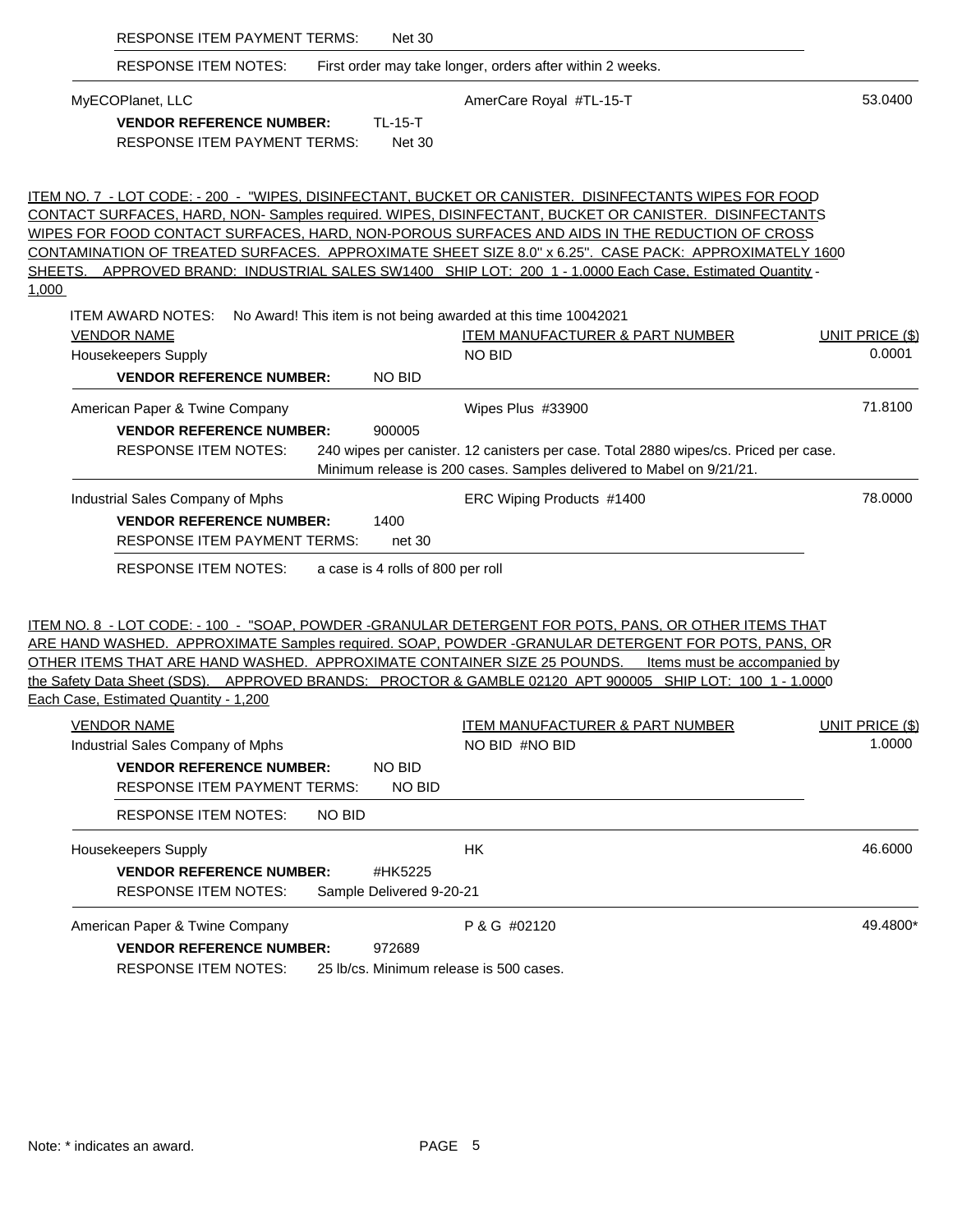RESPONSE ITEM PAYMENT TERMS: Net 30

RESPONSE ITEM NOTES: First order may take longer, orders after within 2 weeks.

| VENDOR NAME | ITEM MANUFACTURER & PART NUMBER | UNIT PRICE ($) |
|---|---|---|
| MyECOPlanet, LLC | AmerCare Royal #TL-15-T | 53.0400 |

**VENDOR REFERENCE NUMBER:** TL-15-T
RESPONSE ITEM PAYMENT TERMS: Net 30

ITEM NO. 7 - LOT CODE: - 200 - "WIPES, DISINFECTANT, BUCKET OR CANISTER. DISINFECTANTS WIPES FOR FOOD CONTACT SURFACES, HARD, NON- Samples required. WIPES, DISINFECTANT, BUCKET OR CANISTER. DISINFECTANTS WIPES FOR FOOD CONTACT SURFACES, HARD, NON-POROUS SURFACES AND AIDS IN THE REDUCTION OF CROSS CONTAMINATION OF TREATED SURFACES. APPROXIMATE SHEET SIZE 8.0" x 6.25". CASE PACK: APPROXIMATELY 1600 SHEETS. APPROVED BRAND: INDUSTRIAL SALES SW1400 SHIP LOT: 200 1 - 1.0000 Each Case, Estimated Quantity - 1,000

ITEM AWARD NOTES: No Award! This item is not being awarded at this time 10042021

| VENDOR NAME | ITEM MANUFACTURER & PART NUMBER | UNIT PRICE ($) |
|---|---|---|
| Housekeepers Supply | NO BID | 0.0001 |

**VENDOR REFERENCE NUMBER:** NO BID

| VENDOR NAME | ITEM MANUFACTURER & PART NUMBER | UNIT PRICE ($) |
|---|---|---|
| American Paper & Twine Company | Wipes Plus #33900 | 71.8100 |

**VENDOR REFERENCE NUMBER:** 900005
RESPONSE ITEM NOTES: 240 wipes per canister. 12 canisters per case. Total 2880 wipes/cs. Priced per case. Minimum release is 200 cases. Samples delivered to Mabel on 9/21/21.

| VENDOR NAME | ITEM MANUFACTURER & PART NUMBER | UNIT PRICE ($) |
|---|---|---|
| Industrial Sales Company of Mphs | ERC Wiping Products #1400 | 78.0000 |

**VENDOR REFERENCE NUMBER:** 1400
RESPONSE ITEM PAYMENT TERMS: net 30

RESPONSE ITEM NOTES: a case is 4 rolls of 800 per roll

ITEM NO. 8 - LOT CODE: - 100 - "SOAP, POWDER -GRANULAR DETERGENT FOR POTS, PANS, OR OTHER ITEMS THAT ARE HAND WASHED. APPROXIMATE Samples required. SOAP, POWDER -GRANULAR DETERGENT FOR POTS, PANS, OR OTHER ITEMS THAT ARE HAND WASHED. APPROXIMATE CONTAINER SIZE 25 POUNDS. Items must be accompanied by the Safety Data Sheet (SDS). APPROVED BRANDS: PROCTOR & GAMBLE 02120 APT 900005 SHIP LOT: 100 1 - 1.0000 Each Case, Estimated Quantity - 1,200

| VENDOR NAME | ITEM MANUFACTURER & PART NUMBER | UNIT PRICE ($) |
|---|---|---|
| Industrial Sales Company of Mphs | NO BID #NO BID | 1.0000 |

**VENDOR REFERENCE NUMBER:** NO BID
RESPONSE ITEM PAYMENT TERMS: NO BID

RESPONSE ITEM NOTES: NO BID

| VENDOR NAME | ITEM MANUFACTURER & PART NUMBER | UNIT PRICE ($) |
|---|---|---|
| Housekeepers Supply | HK | 46.6000 |

**VENDOR REFERENCE NUMBER:** #HK5225
RESPONSE ITEM NOTES: Sample Delivered 9-20-21

| VENDOR NAME | ITEM MANUFACTURER & PART NUMBER | UNIT PRICE ($) |
|---|---|---|
| American Paper & Twine Company | P & G #02120 | 49.4800* |

**VENDOR REFERENCE NUMBER:** 972689
RESPONSE ITEM NOTES: 25 lb/cs. Minimum release is 500 cases.

Note: * indicates an award.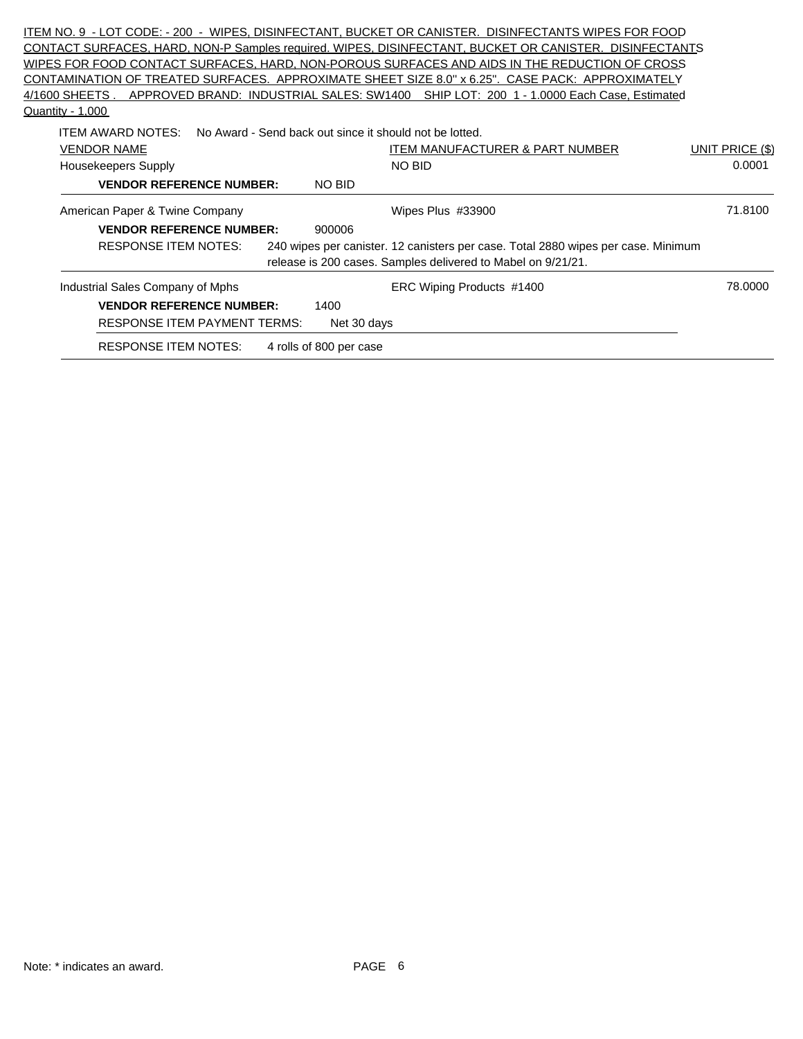ITEM NO. 9 - LOT CODE: - 200 - WIPES, DISINFECTANT, BUCKET OR CANISTER. DISINFECTANTS WIPES FOR FOOD CONTACT SURFACES, HARD, NON-P Samples required. WIPES, DISINFECTANT, BUCKET OR CANISTER. DISINFECTANTS WIPES FOR FOOD CONTACT SURFACES, HARD, NON-POROUS SURFACES AND AIDS IN THE REDUCTION OF CROSS CONTAMINATION OF TREATED SURFACES. APPROXIMATE SHEET SIZE 8.0" x 6.25". CASE PACK: APPROXIMATELY 4/1600 SHEETS . APPROVED BRAND: INDUSTRIAL SALES: SW1400 SHIP LOT: 200 1 - 1.0000 Each Case, Estimated Quantity - 1,000

ITEM AWARD NOTES: No Award - Send back out since it should not be lotted.

| VENDOR NAME | ITEM MANUFACTURER & PART NUMBER | UNIT PRICE ($) |
|---|---|---|
| Housekeepers Supply | NO BID | 0.0001 |
| **VENDOR REFERENCE NUMBER:** NO BID | | |
| American Paper & Twine Company | Wipes Plus #33900 | 71.8100 |
| **VENDOR REFERENCE NUMBER:** 900006 | | |
| RESPONSE ITEM NOTES: 240 wipes per canister. 12 canisters per case. Total 2880 wipes per case. Minimum release is 200 cases. Samples delivered to Mabel on 9/21/21. | | |
| Industrial Sales Company of Mphs | ERC Wiping Products #1400 | 78.0000 |
| **VENDOR REFERENCE NUMBER:** 1400 | | |
| RESPONSE ITEM PAYMENT TERMS: Net 30 days | | |
| RESPONSE ITEM NOTES: 4 rolls of 800 per case | | |

Note: * indicates an award.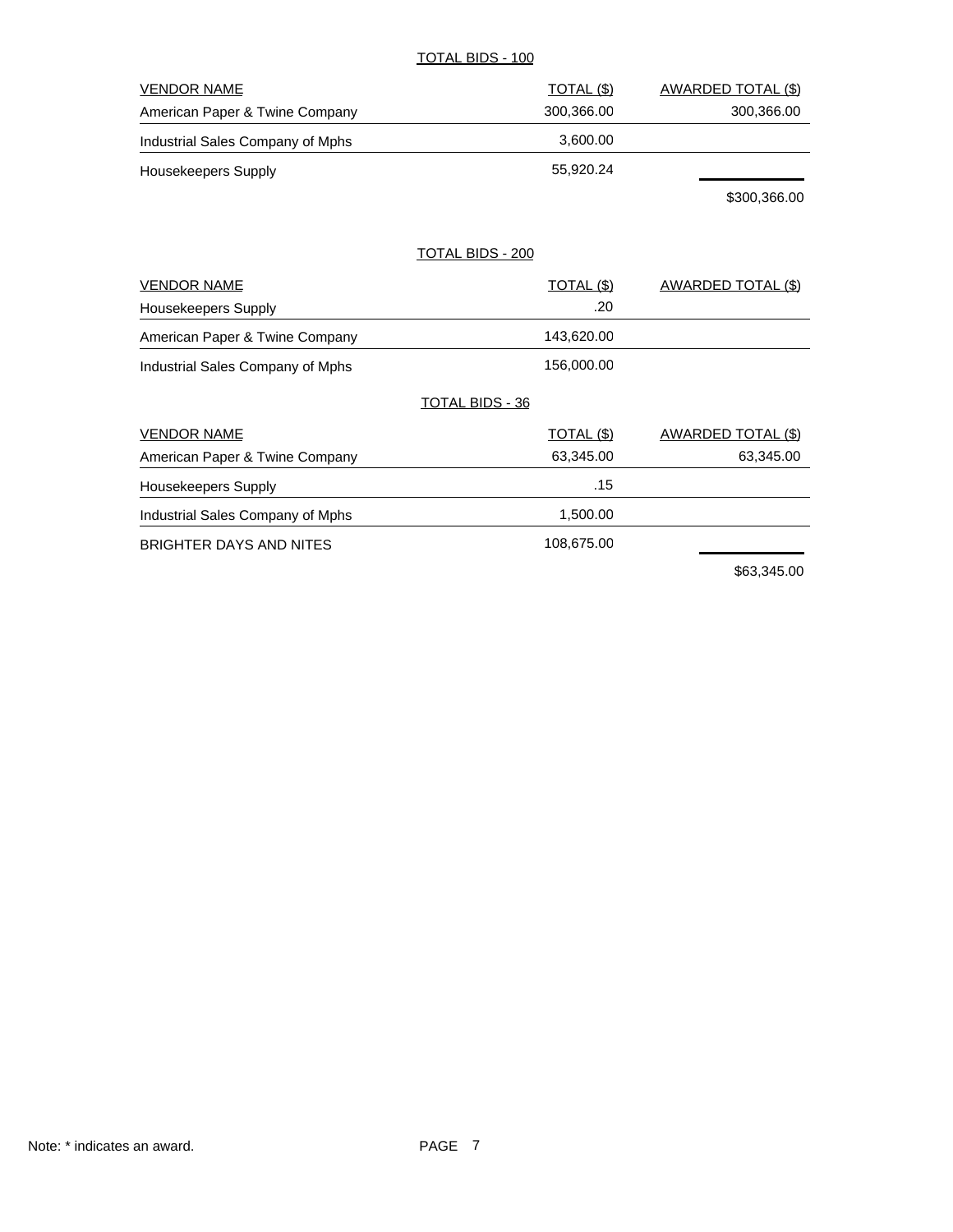TOTAL BIDS - 100

| VENDOR NAME | TOTAL ($) | AWARDED TOTAL ($) |
|---|---|---|
| American Paper & Twine Company | 300,366.00 | 300,366.00 |
| Industrial Sales Company of Mphs | 3,600.00 | |
| Housekeepers Supply | 55,920.24 | |
| | | $300,366.00 |

TOTAL BIDS - 200

| VENDOR NAME | TOTAL ($) | AWARDED TOTAL ($) |
|---|---|---|
| Housekeepers Supply | .20 | |
| American Paper & Twine Company | 143,620.00 | |
| Industrial Sales Company of Mphs | 156,000.00 | |

TOTAL BIDS - 36

| VENDOR NAME | TOTAL ($) | AWARDED TOTAL ($) |
|---|---|---|
| American Paper & Twine Company | 63,345.00 | 63,345.00 |
| Housekeepers Supply | .15 | |
| Industrial Sales Company of Mphs | 1,500.00 | |
| BRIGHTER DAYS AND NITES | 108,675.00 | |
| | | $63,345.00 |

Note: * indicates an award.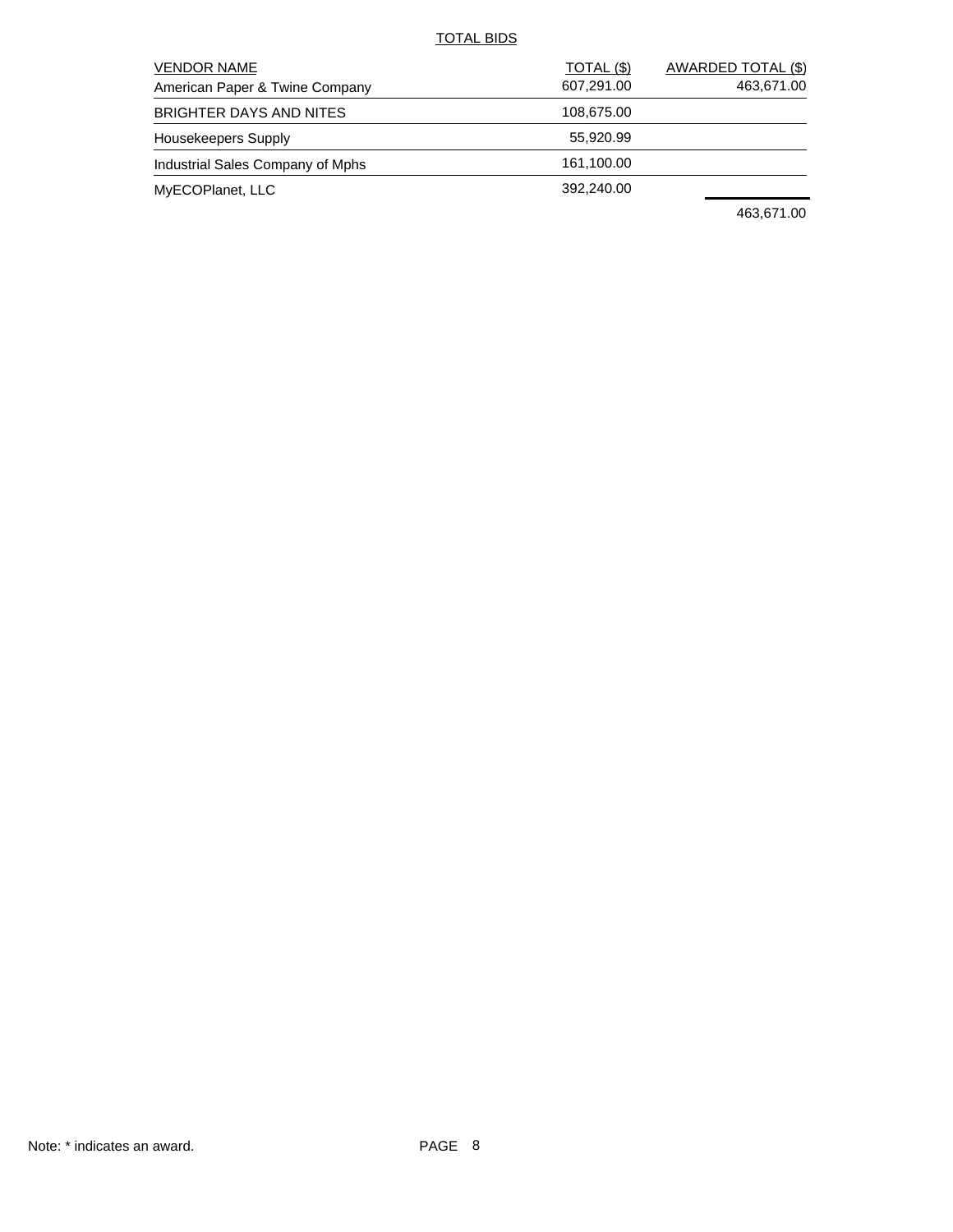TOTAL BIDS

| VENDOR NAME | TOTAL ($) | AWARDED TOTAL ($) |
|---|---|---|
| American Paper & Twine Company | 607,291.00 | 463,671.00 |
| BRIGHTER DAYS AND NITES | 108,675.00 | |
| Housekeepers Supply | 55,920.99 | |
| Industrial Sales Company of Mphs | 161,100.00 | |
| MyECOPlanet, LLC | 392,240.00 | |
| | | 463,671.00 |

Note: * indicates an award.